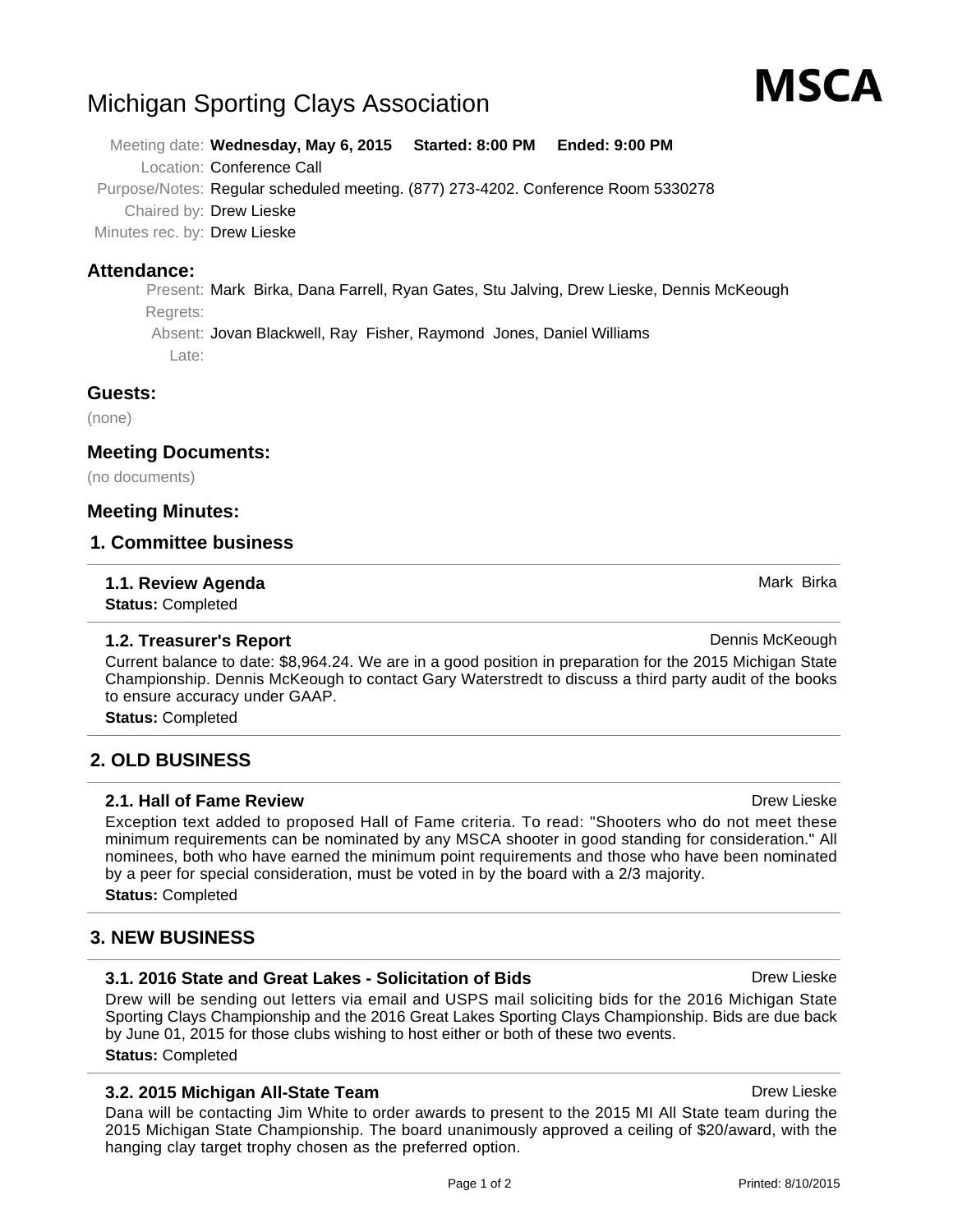# Michigan Sporting Clays Association

**MSCA**

Meeting date: **Wednesday, May 6, 2015 Started: 8:00 PM Ended: 9:00 PM**
Location: Conference Call
Purpose/Notes: Regular scheduled meeting. (877) 273-4202. Conference Room 5330278
Chaired by: Drew Lieske
Minutes rec. by: Drew Lieske

## Attendance:

Present: Mark Birka, Dana Farrell, Ryan Gates, Stu Jalving, Drew Lieske, Dennis McKeough
Regrets:
Absent: Jovan Blackwell, Ray Fisher, Raymond Jones, Daniel Williams
Late:

## Guests:

(none)

## Meeting Documents:

(no documents)

## Meeting Minutes:

### 1. Committee business

#### 1.1. Review Agenda

Mark Birka

**Status:** Completed

#### 1.2. Treasurer's Report

Dennis McKeough

Current balance to date: $8,964.24. We are in a good position in preparation for the 2015 Michigan State Championship. Dennis McKeough to contact Gary Waterstredt to discuss a third party audit of the books to ensure accuracy under GAAP.

**Status:** Completed

### 2. OLD BUSINESS

#### 2.1. Hall of Fame Review

Drew Lieske

Exception text added to proposed Hall of Fame criteria. To read: "Shooters who do not meet these minimum requirements can be nominated by any MSCA shooter in good standing for consideration." All nominees, both who have earned the minimum point requirements and those who have been nominated by a peer for special consideration, must be voted in by the board with a 2/3 majority.

**Status:** Completed

### 3. NEW BUSINESS

#### 3.1. 2016 State and Great Lakes - Solicitation of Bids

Drew Lieske

Drew will be sending out letters via email and USPS mail soliciting bids for the 2016 Michigan State Sporting Clays Championship and the 2016 Great Lakes Sporting Clays Championship. Bids are due back by June 01, 2015 for those clubs wishing to host either or both of these two events.

**Status:** Completed

#### 3.2. 2015 Michigan All-State Team

Drew Lieske

Dana will be contacting Jim White to order awards to present to the 2015 MI All State team during the 2015 Michigan State Championship. The board unanimously approved a ceiling of $20/award, with the hanging clay target trophy chosen as the preferred option.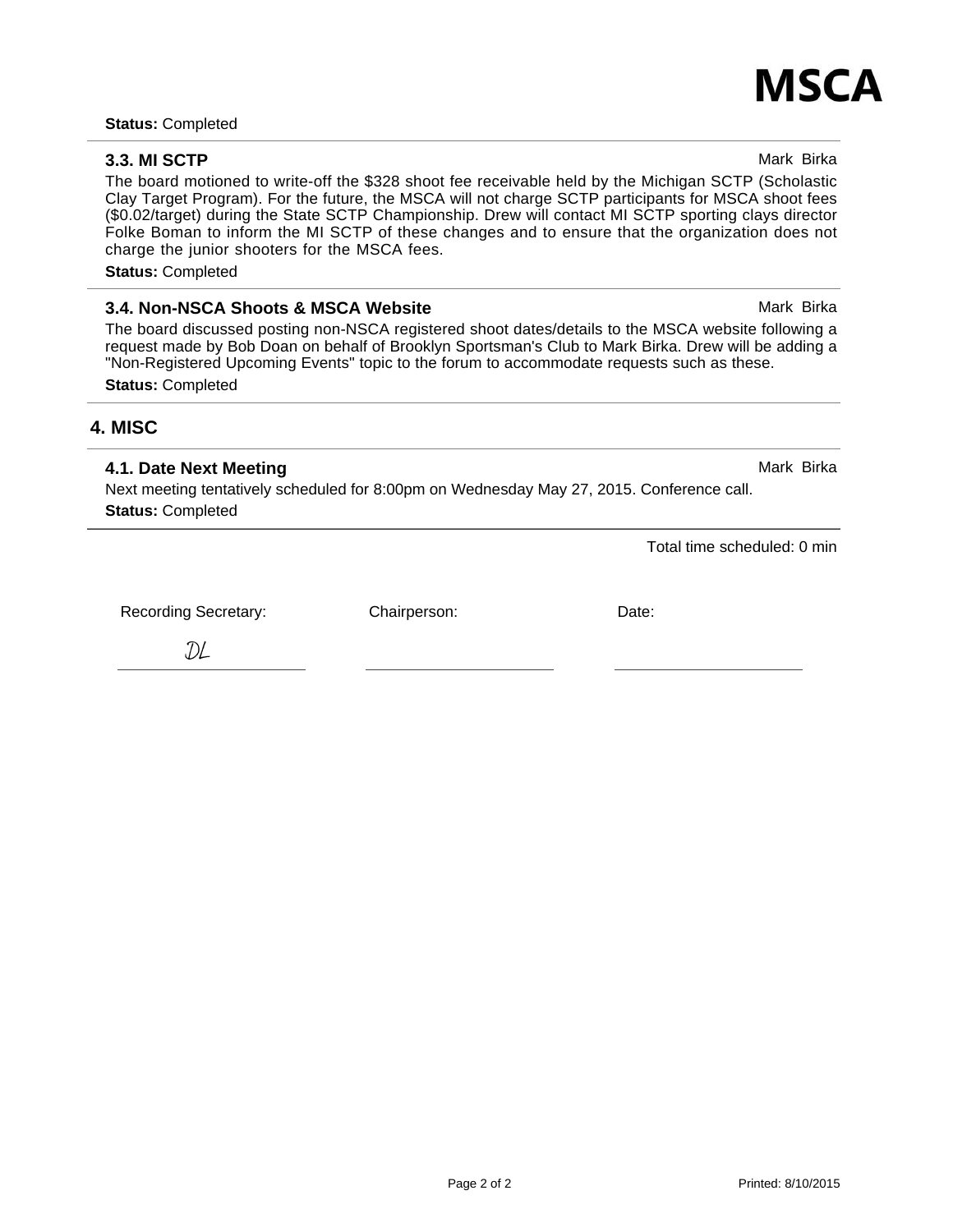**Status:** Completed

### 3.3. MI SCTP

Mark Birka

The board motioned to write-off the $328 shoot fee receivable held by the Michigan SCTP (Scholastic Clay Target Program). For the future, the MSCA will not charge SCTP participants for MSCA shoot fees ($0.02/target) during the State SCTP Championship. Drew will contact MI SCTP sporting clays director Folke Boman to inform the MI SCTP of these changes and to ensure that the organization does not charge the junior shooters for the MSCA fees.

**Status:** Completed

### 3.4. Non-NSCA Shoots & MSCA Website

Mark Birka

The board discussed posting non-NSCA registered shoot dates/details to the MSCA website following a request made by Bob Doan on behalf of Brooklyn Sportsman's Club to Mark Birka. Drew will be adding a "Non-Registered Upcoming Events" topic to the forum to accommodate requests such as these.

**Status:** Completed

## 4. MISC

### 4.1. Date Next Meeting

Mark Birka

Next meeting tentatively scheduled for 8:00pm on Wednesday May 27, 2015. Conference call.

**Status:** Completed

Total time scheduled: 0 min

| Recording Secretary: | Chairperson: | Date: |
|---|---|---|
| DL | | |